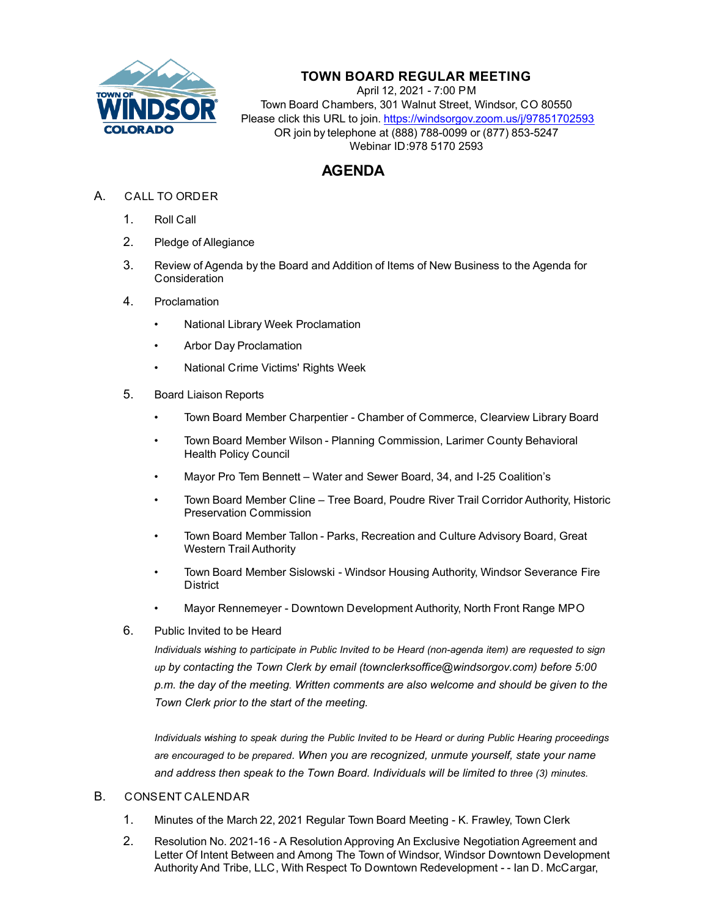# TOWN BOARD REGULAR MEETING

April 12, 2021 - 7:00 PM
Town Board Chambers, 301 Walnut Street, Windsor, CO 80550
Please click this URL to join. https://windsorgov.zoom.us/j/97851702593
OR join by telephone at (888) 788-0099 or (877) 853-5247
Webinar ID:978 5170 2593

## AGENDA

A. CALL TO ORDER

1. Roll Call
2. Pledge of Allegiance
3. Review of Agenda by the Board and Addition of Items of New Business to the Agenda for Consideration
4. Proclamation
   - National Library Week Proclamation
   - Arbor Day Proclamation
   - National Crime Victims' Rights Week
5. Board Liaison Reports
   - Town Board Member Charpentier - Chamber of Commerce, Clearview Library Board
   - Town Board Member Wilson - Planning Commission, Larimer County Behavioral Health Policy Council
   - Mayor Pro Tem Bennett – Water and Sewer Board, 34, and I-25 Coalition's
   - Town Board Member Cline – Tree Board, Poudre River Trail Corridor Authority, Historic Preservation Commission
   - Town Board Member Tallon - Parks, Recreation and Culture Advisory Board, Great Western Trail Authority
   - Town Board Member Sislowski - Windsor Housing Authority, Windsor Severance Fire District
   - Mayor Rennemeyer - Downtown Development Authority, North Front Range MPO
6. Public Invited to be Heard

   *Individuals wishing to participate in Public Invited to be Heard (non-agenda item) are requested to sign up by contacting the Town Clerk by email (townclerksoffice@windsorgov.com) before 5:00 p.m. the day of the meeting. Written comments are also welcome and should be given to the Town Clerk prior to the start of the meeting.*

   *Individuals wishing to speak during the Public Invited to be Heard or during Public Hearing proceedings are encouraged to be prepared. When you are recognized, unmute yourself, state your name and address then speak to the Town Board. Individuals will be limited to three (3) minutes.*

B. CONSENT CALENDAR

1. Minutes of the March 22, 2021 Regular Town Board Meeting - K. Frawley, Town Clerk
2. Resolution No. 2021-16 - A Resolution Approving An Exclusive Negotiation Agreement and Letter Of Intent Between and Among The Town of Windsor, Windsor Downtown Development Authority And Tribe, LLC, With Respect To Downtown Redevelopment - - Ian D. McCargar,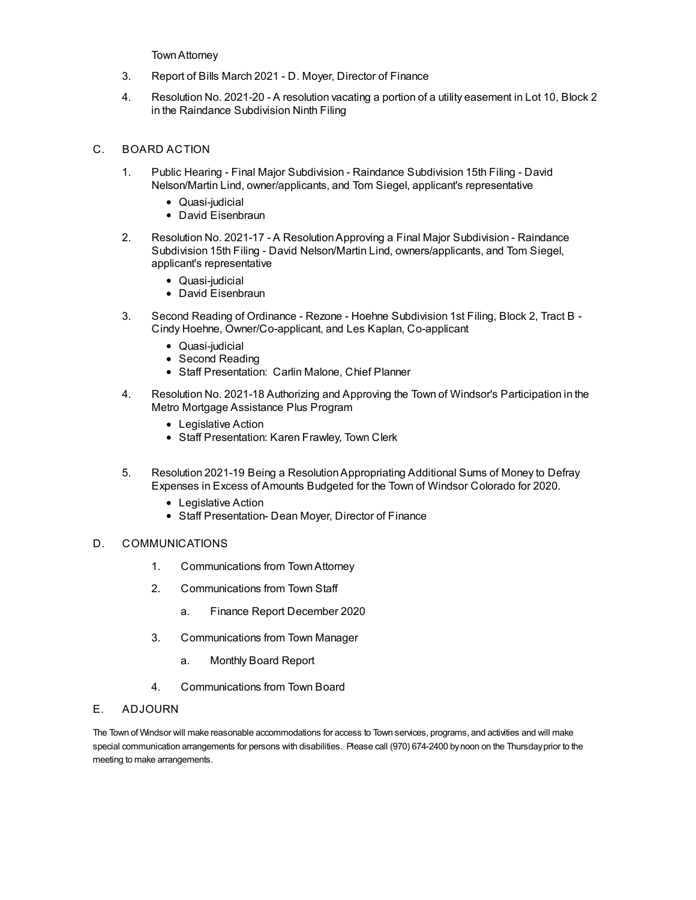Town Attorney

3. Report of Bills March 2021 - D. Moyer, Director of Finance
4. Resolution No. 2021-20 - A resolution vacating a portion of a utility easement in Lot 10, Block 2 in the Raindance Subdivision Ninth Filing

C. BOARD ACTION

1. Public Hearing - Final Major Subdivision - Raindance Subdivision 15th Filing - David Nelson/Martin Lind, owner/applicants, and Tom Siegel, applicant's representative
   - Quasi-judicial
   - David Eisenbraun
2. Resolution No. 2021-17 - A Resolution Approving a Final Major Subdivision - Raindance Subdivision 15th Filing - David Nelson/Martin Lind, owners/applicants, and Tom Siegel, applicant's representative
   - Quasi-judicial
   - David Eisenbraun
3. Second Reading of Ordinance - Rezone - Hoehne Subdivision 1st Filing, Block 2, Tract B - Cindy Hoehne, Owner/Co-applicant, and Les Kaplan, Co-applicant
   - Quasi-judicial
   - Second Reading
   - Staff Presentation: Carlin Malone, Chief Planner
4. Resolution No. 2021-18 Authorizing and Approving the Town of Windsor's Participation in the Metro Mortgage Assistance Plus Program
   - Legislative Action
   - Staff Presentation: Karen Frawley, Town Clerk
5. Resolution 2021-19 Being a Resolution Appropriating Additional Sums of Money to Defray Expenses in Excess of Amounts Budgeted for the Town of Windsor Colorado for 2020.
   - Legislative Action
   - Staff Presentation- Dean Moyer, Director of Finance

D. COMMUNICATIONS

1. Communications from Town Attorney
2. Communications from Town Staff
   a. Finance Report December 2020
3. Communications from Town Manager
   a. Monthly Board Report
4. Communications from Town Board

E. ADJOURN

The Town of Windsor will make reasonable accommodations for access to Town services, programs, and activities and will make special communication arrangements for persons with disabilities. Please call (970) 674-2400 by noon on the Thursday prior to the meeting to make arrangements.